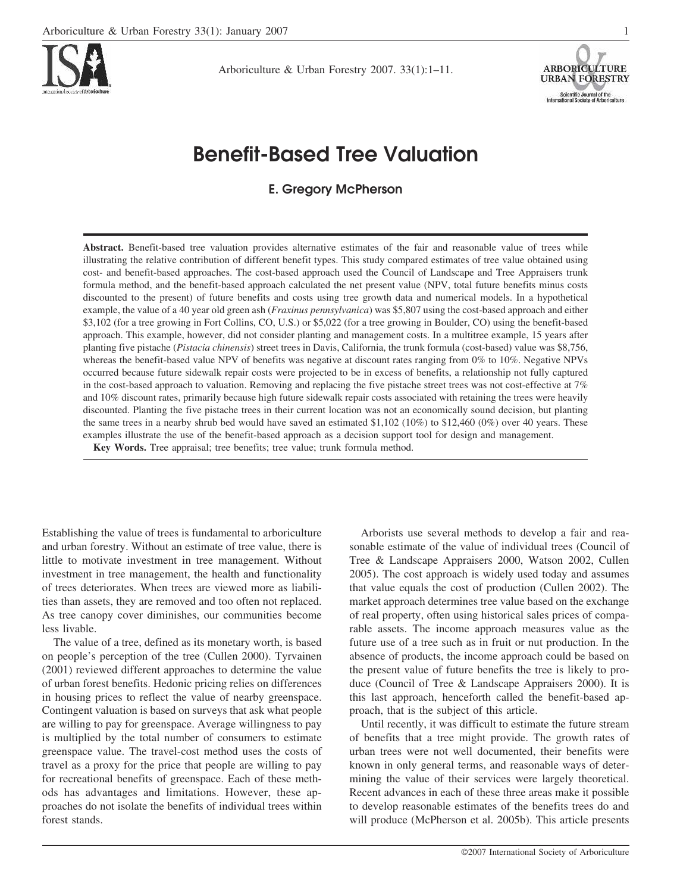# Benefit-Based Tree Valuation

**E. Gregory McPherson**

**Abstract.** Benefit-based tree valuation provides alternative estimates of the fair and reasonable value of trees while illustrating the relative contribution of different benefit types. This study compared estimates of tree value obtained using cost- and benefit-based approaches. The cost-based approach used the Council of Landscape and Tree Appraisers trunk formula method, and the benefit-based approach calculated the net present value (NPV, total future benefits minus costs discounted to the present) of future benefits and costs using tree growth data and numerical models. In a hypothetical example, the value of a 40 year old green ash (*Fraxinus pennsylvanica*) was $5,807 using the cost-based approach and either $3,102 (for a tree growing in Fort Collins, CO, U.S.) or $5,022 (for a tree growing in Boulder, CO) using the benefit-based approach. This example, however, did not consider planting and management costs. In a multitree example, 15 years after planting five pistache (*Pistacia chinensis*) street trees in Davis, California, the trunk formula (cost-based) value was $8,756, whereas the benefit-based value NPV of benefits was negative at discount rates ranging from 0% to 10%. Negative NPVs occurred because future sidewalk repair costs were projected to be in excess of benefits, a relationship not fully captured in the cost-based approach to valuation. Removing and replacing the five pistache street trees was not cost-effective at 7% and 10% discount rates, primarily because high future sidewalk repair costs associated with retaining the trees were heavily discounted. Planting the five pistache trees in their current location was not an economically sound decision, but planting the same trees in a nearby shrub bed would have saved an estimated $1,102 (10%) to $12,460 (0%) over 40 years. These examples illustrate the use of the benefit-based approach as a decision support tool for design and management.

**Key Words.** Tree appraisal; tree benefits; tree value; trunk formula method.

Establishing the value of trees is fundamental to arboriculture and urban forestry. Without an estimate of tree value, there is little to motivate investment in tree management. Without investment in tree management, the health and functionality of trees deteriorates. When trees are viewed more as liabilities than assets, they are removed and too often not replaced. As tree canopy cover diminishes, our communities become less livable.

The value of a tree, defined as its monetary worth, is based on people's perception of the tree (Cullen 2000). Tyrvainen (2001) reviewed different approaches to determine the value of urban forest benefits. Hedonic pricing relies on differences in housing prices to reflect the value of nearby greenspace. Contingent valuation is based on surveys that ask what people are willing to pay for greenspace. Average willingness to pay is multiplied by the total number of consumers to estimate greenspace value. The travel-cost method uses the costs of travel as a proxy for the price that people are willing to pay for recreational benefits of greenspace. Each of these methods has advantages and limitations. However, these approaches do not isolate the benefits of individual trees within forest stands.

Arborists use several methods to develop a fair and reasonable estimate of the value of individual trees (Council of Tree & Landscape Appraisers 2000, Watson 2002, Cullen 2005). The cost approach is widely used today and assumes that value equals the cost of production (Cullen 2002). The market approach determines tree value based on the exchange of real property, often using historical sales prices of comparable assets. The income approach measures value as the future use of a tree such as in fruit or nut production. In the absence of products, the income approach could be based on the present value of future benefits the tree is likely to produce (Council of Tree & Landscape Appraisers 2000). It is this last approach, henceforth called the benefit-based approach, that is the subject of this article.

Until recently, it was difficult to estimate the future stream of benefits that a tree might provide. The growth rates of urban trees were not well documented, their benefits were known in only general terms, and reasonable ways of determining the value of their services were largely theoretical. Recent advances in each of these three areas make it possible to develop reasonable estimates of the benefits trees do and will produce (McPherson et al. 2005b). This article presents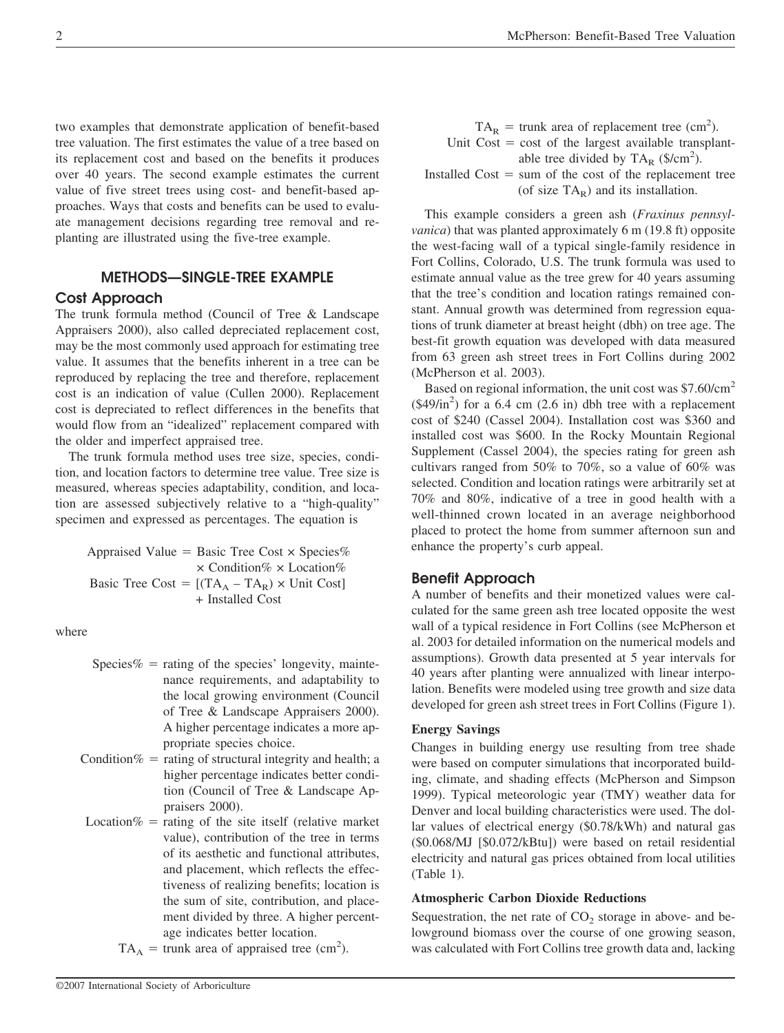two examples that demonstrate application of benefit-based tree valuation. The first estimates the value of a tree based on its replacement cost and based on the benefits it produces over 40 years. The second example estimates the current value of five street trees using cost- and benefit-based approaches. Ways that costs and benefits can be used to evaluate management decisions regarding tree removal and replanting are illustrated using the five-tree example.

## METHODS—SINGLE-TREE EXAMPLE

### Cost Approach

The trunk formula method (Council of Tree & Landscape Appraisers 2000), also called depreciated replacement cost, may be the most commonly used approach for estimating tree value. It assumes that the benefits inherent in a tree can be reproduced by replacing the tree and therefore, replacement cost is an indication of value (Cullen 2000). Replacement cost is depreciated to reflect differences in the benefits that would flow from an "idealized" replacement compared with the older and imperfect appraised tree.

The trunk formula method uses tree size, species, condition, and location factors to determine tree value. Tree size is measured, whereas species adaptability, condition, and location are assessed subjectively relative to a "high-quality" specimen and expressed as percentages. The equation is

$$\text{Appraised Value} = \text{Basic Tree Cost} \times \text{Species\%} \times \text{Condition\%} \times \text{Location\%}$$

$$\text{Basic Tree Cost} = [(TA_A - TA_R) \times \text{Unit Cost}] + \text{Installed Cost}$$

where

- Species% = rating of the species' longevity, maintenance requirements, and adaptability to the local growing environment (Council of Tree & Landscape Appraisers 2000). A higher percentage indicates a more appropriate species choice.
- Condition% = rating of structural integrity and health; a higher percentage indicates better condition (Council of Tree & Landscape Appraisers 2000).
- Location% = rating of the site itself (relative market value), contribution of the tree in terms of its aesthetic and functional attributes, and placement, which reflects the effectiveness of realizing benefits; location is the sum of site, contribution, and placement divided by three. A higher percentage indicates better location.
- $TA_A$ = trunk area of appraised tree ($cm^2$).
- $TA_R$ = trunk area of replacement tree ($cm^2$).
- Unit Cost = cost of the largest available transplantable tree divided by $TA_R$ (\$/$cm^2$).
- Installed Cost = sum of the cost of the replacement tree (of size $TA_R$) and its installation.

This example considers a green ash (*Fraxinus pennsylvanica*) that was planted approximately 6 m (19.8 ft) opposite the west-facing wall of a typical single-family residence in Fort Collins, Colorado, U.S. The trunk formula was used to estimate annual value as the tree grew for 40 years assuming that the tree's condition and location ratings remained constant. Annual growth was determined from regression equations of trunk diameter at breast height (dbh) on tree age. The best-fit growth equation was developed with data measured from 63 green ash street trees in Fort Collins during 2002 (McPherson et al. 2003).

Based on regional information, the unit cost was \$7.60/$cm^2$ (\$49/$in^2$) for a 6.4 cm (2.6 in) dbh tree with a replacement cost of \$240 (Cassel 2004). Installation cost was \$360 and installed cost was \$600. In the Rocky Mountain Regional Supplement (Cassel 2004), the species rating for green ash cultivars ranged from 50% to 70%, so a value of 60% was selected. Condition and location ratings were arbitrarily set at 70% and 80%, indicative of a tree in good health with a well-thinned crown located in an average neighborhood placed to protect the home from summer afternoon sun and enhance the property's curb appeal.

### Benefit Approach

A number of benefits and their monetized values were calculated for the same green ash tree located opposite the west wall of a typical residence in Fort Collins (see McPherson et al. 2003 for detailed information on the numerical models and assumptions). Growth data presented at 5 year intervals for 40 years after planting were annualized with linear interpolation. Benefits were modeled using tree growth and size data developed for green ash street trees in Fort Collins (Figure 1).

#### Energy Savings

Changes in building energy use resulting from tree shade were based on computer simulations that incorporated building, climate, and shading effects (McPherson and Simpson 1999). Typical meteorologic year (TMY) weather data for Denver and local building characteristics were used. The dollar values of electrical energy (\$0.78/kWh) and natural gas (\$0.068/MJ [\$0.072/kBtu]) were based on retail residential electricity and natural gas prices obtained from local utilities (Table 1).

#### Atmospheric Carbon Dioxide Reductions

Sequestration, the net rate of $CO_2$ storage in above- and belowground biomass over the course of one growing season, was calculated with Fort Collins tree growth data and, lacking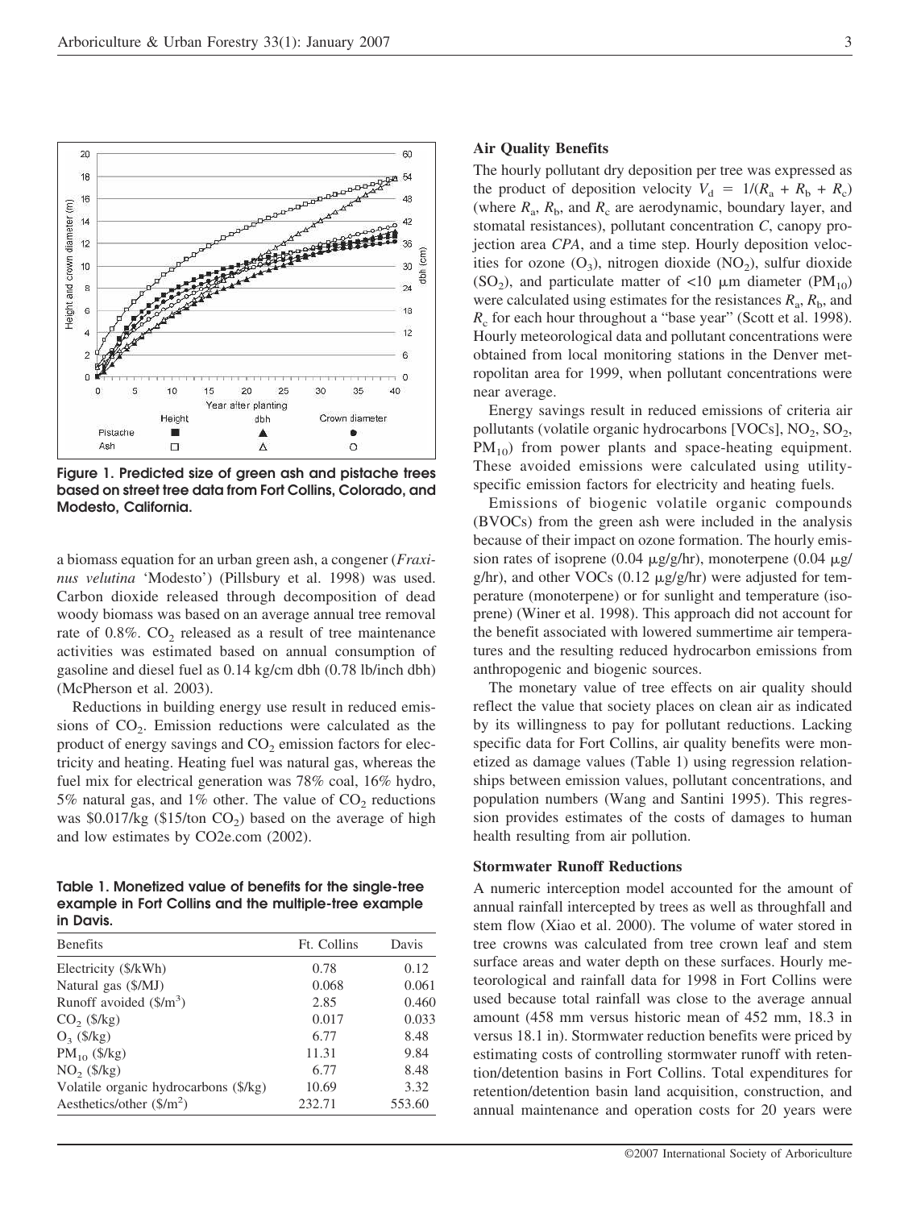Figure 1. Predicted size of green ash and pistache trees based on street tree data from Fort Collins, Colorado, and Modesto, California.

a biomass equation for an urban green ash, a congener (*Fraxinus velutina* 'Modesto') (Pillsbury et al. 1998) was used. Carbon dioxide released through decomposition of dead woody biomass was based on an average annual tree removal rate of 0.8%. $CO_2$ released as a result of tree maintenance activities was estimated based on annual consumption of gasoline and diesel fuel as 0.14 kg/cm dbh (0.78 lb/inch dbh) (McPherson et al. 2003).

Reductions in building energy use result in reduced emissions of $CO_2$. Emission reductions were calculated as the product of energy savings and $CO_2$ emission factors for electricity and heating. Heating fuel was natural gas, whereas the fuel mix for electrical generation was 78% coal, 16% hydro, 5% natural gas, and 1% other. The value of $CO_2$ reductions was \$0.017/kg (\$15/ton $CO_2$) based on the average of high and low estimates by CO2e.com (2002).

**Table 1. Monetized value of benefits for the single-tree example in Fort Collins and the multiple-tree example in Davis.**

| Benefits | Ft. Collins | Davis |
|---|---|---|
| Electricity (\$/kWh) | 0.78 | 0.12 |
| Natural gas (\$/MJ) | 0.068 | 0.061 |
| Runoff avoided (\$/m$^3$) | 2.85 | 0.460 |
| $CO_2$ (\$/kg) | 0.017 | 0.033 |
| $O_3$ (\$/kg) | 6.77 | 8.48 |
| $PM_{10}$ (\$/kg) | 11.31 | 9.84 |
| $NO_2$ (\$/kg) | 6.77 | 8.48 |
| Volatile organic hydrocarbons (\$/kg) | 10.69 | 3.32 |
| Aesthetics/other (\$/m$^2$) | 232.71 | 553.60 |

**Air Quality Benefits**

The hourly pollutant dry deposition per tree was expressed as the product of deposition velocity $V_d = 1/(R_a + R_b + R_c)$ (where $R_a$, $R_b$, and $R_c$ are aerodynamic, boundary layer, and stomatal resistances), pollutant concentration $C$, canopy projection area $CPA$, and a time step. Hourly deposition velocities for ozone ($O_3$), nitrogen dioxide ($NO_2$), sulfur dioxide ($SO_2$), and particulate matter of <10 μm diameter ($PM_{10}$) were calculated using estimates for the resistances $R_a$, $R_b$, and $R_c$ for each hour throughout a "base year" (Scott et al. 1998). Hourly meteorological data and pollutant concentrations were obtained from local monitoring stations in the Denver metropolitan area for 1999, when pollutant concentrations were near average.

Energy savings result in reduced emissions of criteria air pollutants (volatile organic hydrocarbons [VOCs], $NO_2$, $SO_2$, $PM_{10}$) from power plants and space-heating equipment. These avoided emissions were calculated using utility-specific emission factors for electricity and heating fuels.

Emissions of biogenic volatile organic compounds (BVOCs) from the green ash were included in the analysis because of their impact on ozone formation. The hourly emission rates of isoprene (0.04 μg/g/hr), monoterpene (0.04 μg/g/hr), and other VOCs (0.12 μg/g/hr) were adjusted for temperature (monoterpene) or for sunlight and temperature (isoprene) (Winer et al. 1998). This approach did not account for the benefit associated with lowered summertime air temperatures and the resulting reduced hydrocarbon emissions from anthropogenic and biogenic sources.

The monetary value of tree effects on air quality should reflect the value that society places on clean air as indicated by its willingness to pay for pollutant reductions. Lacking specific data for Fort Collins, air quality benefits were monetized as damage values (Table 1) using regression relationships between emission values, pollutant concentrations, and population numbers (Wang and Santini 1995). This regression provides estimates of the costs of damages to human health resulting from air pollution.

**Stormwater Runoff Reductions**

A numeric interception model accounted for the amount of annual rainfall intercepted by trees as well as throughfall and stem flow (Xiao et al. 2000). The volume of water stored in tree crowns was calculated from tree crown leaf and stem surface areas and water depth on these surfaces. Hourly meteorological and rainfall data for 1998 in Fort Collins were used because total rainfall was close to the average annual amount (458 mm versus historic mean of 452 mm, 18.3 in versus 18.1 in). Stormwater reduction benefits were priced by estimating costs of controlling stormwater runoff with retention/detention basins in Fort Collins. Total expenditures for retention/detention basin land acquisition, construction, and annual maintenance and operation costs for 20 years were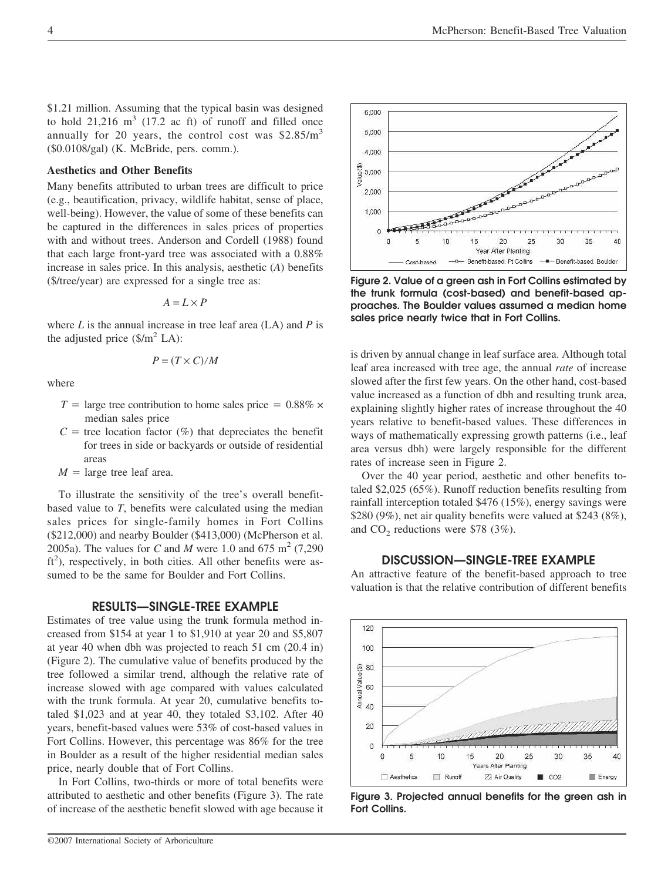$1.21 million. Assuming that the typical basin was designed to hold 21,216 $m^3$ (17.2 ac ft) of runoff and filled once annually for 20 years, the control cost was $2.85/$m^3$ ($0.0108/gal) (K. McBride, pers. comm.).

### Aesthetics and Other Benefits

Many benefits attributed to urban trees are difficult to price (e.g., beautification, privacy, wildlife habitat, sense of place, well-being). However, the value of some of these benefits can be captured in the differences in sales prices of properties with and without trees. Anderson and Cordell (1988) found that each large front-yard tree was associated with a 0.88% increase in sales price. In this analysis, aesthetic (*A*) benefits ($/tree/year) are expressed for a single tree as:

$$A = L \times P$$

where *L* is the annual increase in tree leaf area (LA) and *P* is the adjusted price ($/$m^2$ LA):

$$P = (T \times C)/M$$

where

- $T$ = large tree contribution to home sales price = 0.88% × median sales price
- $C$ = tree location factor (%) that depreciates the benefit for trees in side or backyards or outside of residential areas
- $M$ = large tree leaf area.

To illustrate the sensitivity of the tree's overall benefit-based value to *T*, benefits were calculated using the median sales prices for single-family homes in Fort Collins ($212,000) and nearby Boulder ($413,000) (McPherson et al. 2005a). The values for *C* and *M* were 1.0 and 675 $m^2$ (7,290 $ft^2$), respectively, in both cities. All other benefits were assumed to be the same for Boulder and Fort Collins.

## RESULTS—SINGLE-TREE EXAMPLE

Estimates of tree value using the trunk formula method increased from $154 at year 1 to $1,910 at year 20 and $5,807 at year 40 when dbh was projected to reach 51 cm (20.4 in) (Figure 2). The cumulative value of benefits produced by the tree followed a similar trend, although the relative rate of increase slowed with age compared with values calculated with the trunk formula. At year 20, cumulative benefits totaled $1,023 and at year 40, they totaled $3,102. After 40 years, benefit-based values were 53% of cost-based values in Fort Collins. However, this percentage was 86% for the tree in Boulder as a result of the higher residential median sales price, nearly double that of Fort Collins.

In Fort Collins, two-thirds or more of total benefits were attributed to aesthetic and other benefits (Figure 3). The rate of increase of the aesthetic benefit slowed with age because it is driven by annual change in leaf surface area. Although total leaf area increased with tree age, the annual *rate* of increase slowed after the first few years. On the other hand, cost-based value increased as a function of dbh and resulting trunk area, explaining slightly higher rates of increase throughout the 40 years relative to benefit-based values. These differences in ways of mathematically expressing growth patterns (i.e., leaf area versus dbh) were largely responsible for the different rates of increase seen in Figure 2.

Over the 40 year period, aesthetic and other benefits totaled $2,025 (65%). Runoff reduction benefits resulting from rainfall interception totaled $476 (15%), energy savings were $280 (9%), net air quality benefits were valued at $243 (8%), and $CO_2$ reductions were $78 (3%).

**Figure 2. Value of a green ash in Fort Collins estimated by the trunk formula (cost-based) and benefit-based approaches. The Boulder values assumed a median home sales price nearly twice that in Fort Collins.**

## DISCUSSION—SINGLE-TREE EXAMPLE

An attractive feature of the benefit-based approach to tree valuation is that the relative contribution of different benefits

**Figure 3. Projected annual benefits for the green ash in Fort Collins.**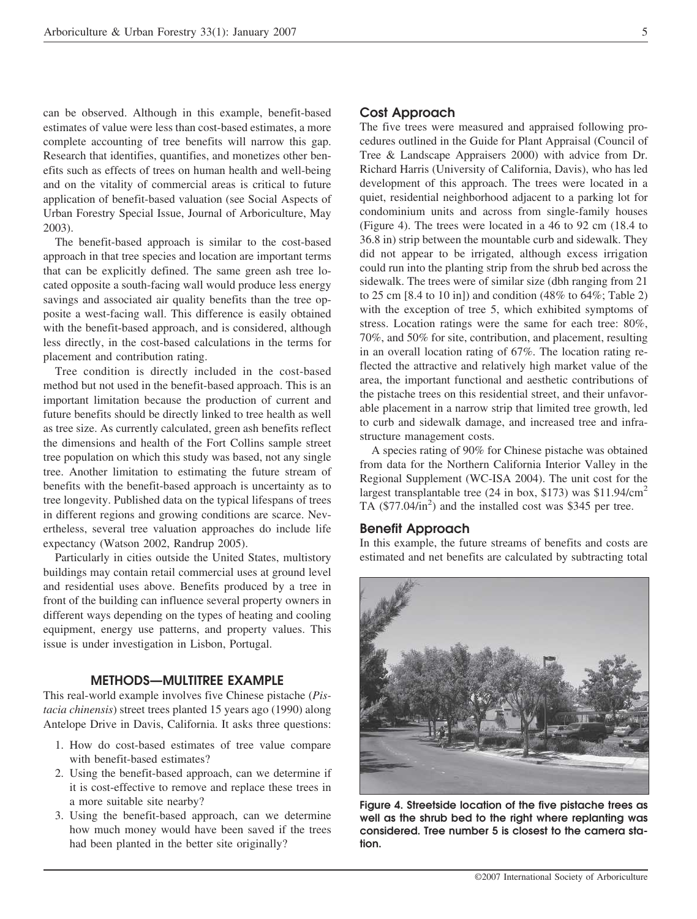can be observed. Although in this example, benefit-based estimates of value were less than cost-based estimates, a more complete accounting of tree benefits will narrow this gap. Research that identifies, quantifies, and monetizes other benefits such as effects of trees on human health and well-being and on the vitality of commercial areas is critical to future application of benefit-based valuation (see Social Aspects of Urban Forestry Special Issue, Journal of Arboriculture, May 2003).

The benefit-based approach is similar to the cost-based approach in that tree species and location are important terms that can be explicitly defined. The same green ash tree located opposite a south-facing wall would produce less energy savings and associated air quality benefits than the tree opposite a west-facing wall. This difference is easily obtained with the benefit-based approach, and is considered, although less directly, in the cost-based calculations in the terms for placement and contribution rating.

Tree condition is directly included in the cost-based method but not used in the benefit-based approach. This is an important limitation because the production of current and future benefits should be directly linked to tree health as well as tree size. As currently calculated, green ash benefits reflect the dimensions and health of the Fort Collins sample street tree population on which this study was based, not any single tree. Another limitation to estimating the future stream of benefits with the benefit-based approach is uncertainty as to tree longevity. Published data on the typical lifespans of trees in different regions and growing conditions are scarce. Nevertheless, several tree valuation approaches do include life expectancy (Watson 2002, Randrup 2005).

Particularly in cities outside the United States, multistory buildings may contain retail commercial uses at ground level and residential uses above. Benefits produced by a tree in front of the building can influence several property owners in different ways depending on the types of heating and cooling equipment, energy use patterns, and property values. This issue is under investigation in Lisbon, Portugal.

## METHODS—MULTITREE EXAMPLE

This real-world example involves five Chinese pistache (*Pistacia chinensis*) street trees planted 15 years ago (1990) along Antelope Drive in Davis, California. It asks three questions:

1. How do cost-based estimates of tree value compare with benefit-based estimates?
2. Using the benefit-based approach, can we determine if it is cost-effective to remove and replace these trees in a more suitable site nearby?
3. Using the benefit-based approach, can we determine how much money would have been saved if the trees had been planted in the better site originally?

### Cost Approach

The five trees were measured and appraised following procedures outlined in the Guide for Plant Appraisal (Council of Tree & Landscape Appraisers 2000) with advice from Dr. Richard Harris (University of California, Davis), who has led development of this approach. The trees were located in a quiet, residential neighborhood adjacent to a parking lot for condominium units and across from single-family houses (Figure 4). The trees were located in a 46 to 92 cm (18.4 to 36.8 in) strip between the mountable curb and sidewalk. They did not appear to be irrigated, although excess irrigation could run into the planting strip from the shrub bed across the sidewalk. The trees were of similar size (dbh ranging from 21 to 25 cm [8.4 to 10 in]) and condition (48% to 64%; Table 2) with the exception of tree 5, which exhibited symptoms of stress. Location ratings were the same for each tree: 80%, 70%, and 50% for site, contribution, and placement, resulting in an overall location rating of 67%. The location rating reflected the attractive and relatively high market value of the area, the important functional and aesthetic contributions of the pistache trees on this residential street, and their unfavorable placement in a narrow strip that limited tree growth, led to curb and sidewalk damage, and increased tree and infrastructure management costs.

A species rating of 90% for Chinese pistache was obtained from data for the Northern California Interior Valley in the Regional Supplement (WC-ISA 2004). The unit cost for the largest transplantable tree (24 in box, \$173) was \$11.94/$cm^2$ TA (\$77.04/$in^2$) and the installed cost was \$345 per tree.

### Benefit Approach

In this example, the future streams of benefits and costs are estimated and net benefits are calculated by subtracting total

**Figure 4. Streetside location of the five pistache trees as well as the shrub bed to the right where replanting was considered. Tree number 5 is closest to the camera station.**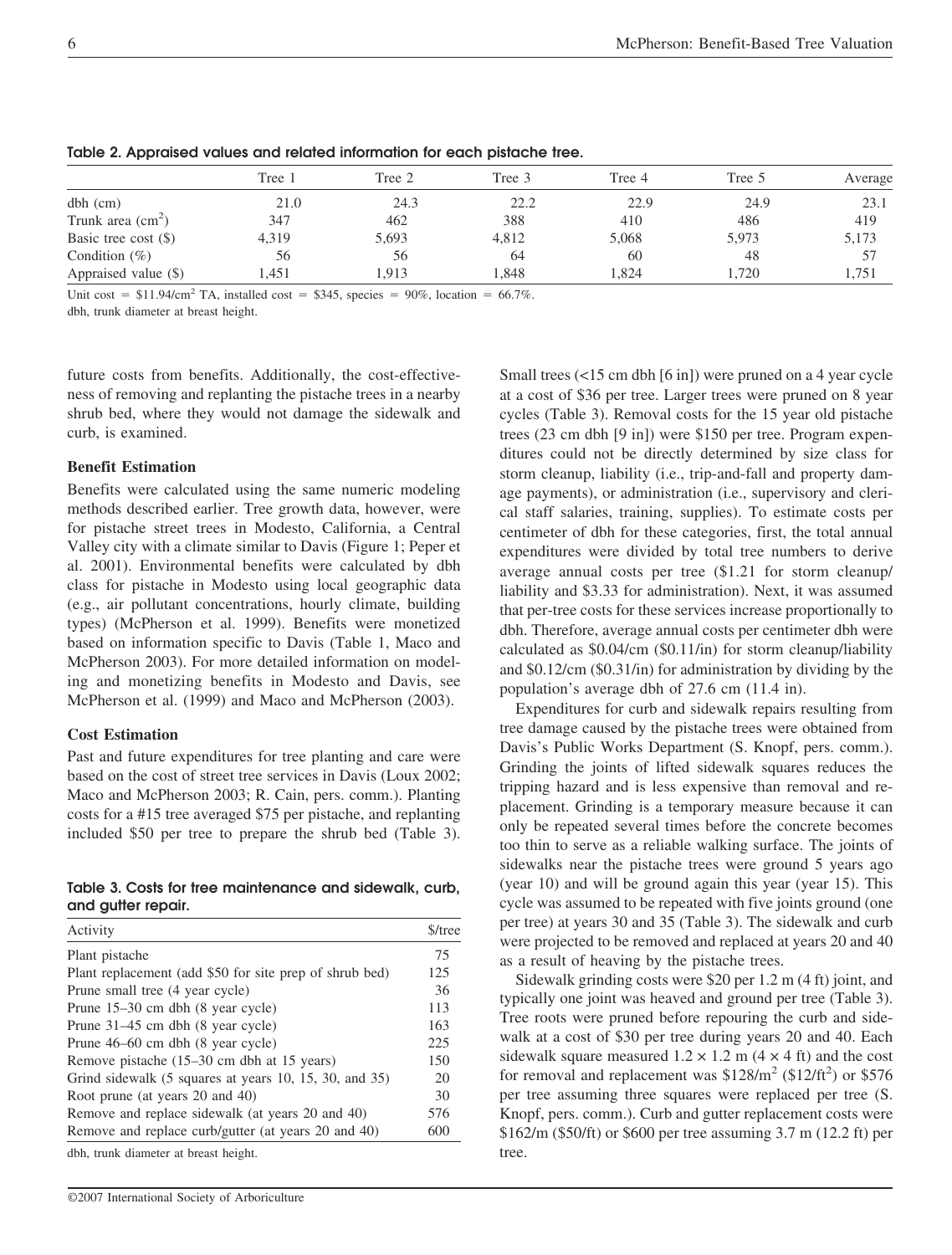**Table 2. Appraised values and related information for each pistache tree.**

| | Tree 1 | Tree 2 | Tree 3 | Tree 4 | Tree 5 | Average |
|---|---|---|---|---|---|---|
| dbh (cm) | 21.0 | 24.3 | 22.2 | 22.9 | 24.9 | 23.1 |
| Trunk area ($cm^2$) | 347 | 462 | 388 | 410 | 486 | 419 |
| Basic tree cost ($) | 4,319 | 5,693 | 4,812 | 5,068 | 5,973 | 5,173 |
| Condition (%) | 56 | 56 | 64 | 60 | 48 | 57 |
| Appraised value ($) | 1,451 | 1,913 | 1,848 | 1,824 | 1,720 | 1,751 |

Unit cost = $11.94/cm$^2$ TA, installed cost = $345, species = 90%, location = 66.7%.

dbh, trunk diameter at breast height.

future costs from benefits. Additionally, the cost-effectiveness of removing and replanting the pistache trees in a nearby shrub bed, where they would not damage the sidewalk and curb, is examined.

### Benefit Estimation

Benefits were calculated using the same numeric modeling methods described earlier. Tree growth data, however, were for pistache street trees in Modesto, California, a Central Valley city with a climate similar to Davis (Figure 1; Peper et al. 2001). Environmental benefits were calculated by dbh class for pistache in Modesto using local geographic data (e.g., air pollutant concentrations, hourly climate, building types) (McPherson et al. 1999). Benefits were monetized based on information specific to Davis (Table 1, Maco and McPherson 2003). For more detailed information on modeling and monetizing benefits in Modesto and Davis, see McPherson et al. (1999) and Maco and McPherson (2003).

### Cost Estimation

Past and future expenditures for tree planting and care were based on the cost of street tree services in Davis (Loux 2002; Maco and McPherson 2003; R. Cain, pers. comm.). Planting costs for a #15 tree averaged $75 per pistache, and replanting included $50 per tree to prepare the shrub bed (Table 3).

**Table 3. Costs for tree maintenance and sidewalk, curb, and gutter repair.**

| Activity | $/tree |
|---|---|
| Plant pistache | 75 |
| Plant replacement (add $50 for site prep of shrub bed) | 125 |
| Prune small tree (4 year cycle) | 36 |
| Prune 15–30 cm dbh (8 year cycle) | 113 |
| Prune 31–45 cm dbh (8 year cycle) | 163 |
| Prune 46–60 cm dbh (8 year cycle) | 225 |
| Remove pistache (15–30 cm dbh at 15 years) | 150 |
| Grind sidewalk (5 squares at years 10, 15, 30, and 35) | 20 |
| Root prune (at years 20 and 40) | 30 |
| Remove and replace sidewalk (at years 20 and 40) | 576 |
| Remove and replace curb/gutter (at years 20 and 40) | 600 |

dbh, trunk diameter at breast height.

Small trees (<15 cm dbh [6 in]) were pruned on a 4 year cycle at a cost of $36 per tree. Larger trees were pruned on 8 year cycles (Table 3). Removal costs for the 15 year old pistache trees (23 cm dbh [9 in]) were $150 per tree. Program expenditures could not be directly determined by size class for storm cleanup, liability (i.e., trip-and-fall and property damage payments), or administration (i.e., supervisory and clerical staff salaries, training, supplies). To estimate costs per centimeter of dbh for these categories, first, the total annual expenditures were divided by total tree numbers to derive average annual costs per tree ($1.21 for storm cleanup/liability and $3.33 for administration). Next, it was assumed that per-tree costs for these services increase proportionally to dbh. Therefore, average annual costs per centimeter dbh were calculated as $0.04/cm ($0.11/in) for storm cleanup/liability and $0.12/cm ($0.31/in) for administration by dividing by the population's average dbh of 27.6 cm (11.4 in).

Expenditures for curb and sidewalk repairs resulting from tree damage caused by the pistache trees were obtained from Davis's Public Works Department (S. Knopf, pers. comm.). Grinding the joints of lifted sidewalk squares reduces the tripping hazard and is less expensive than removal and replacement. Grinding is a temporary measure because it can only be repeated several times before the concrete becomes too thin to serve as a reliable walking surface. The joints of sidewalks near the pistache trees were ground 5 years ago (year 10) and will be ground again this year (year 15). This cycle was assumed to be repeated with five joints ground (one per tree) at years 30 and 35 (Table 3). The sidewalk and curb were projected to be removed and replaced at years 20 and 40 as a result of heaving by the pistache trees.

Sidewalk grinding costs were $20 per 1.2 m (4 ft) joint, and typically one joint was heaved and ground per tree (Table 3). Tree roots were pruned before repouring the curb and sidewalk at a cost of $30 per tree during years 20 and 40. Each sidewalk square measured 1.2 × 1.2 m (4 × 4 ft) and the cost for removal and replacement was $128/m$^2$ ($12/ft$^2$) or $576 per tree assuming three squares were replaced per tree (S. Knopf, pers. comm.). Curb and gutter replacement costs were $162/m ($50/ft) or $600 per tree assuming 3.7 m (12.2 ft) per tree.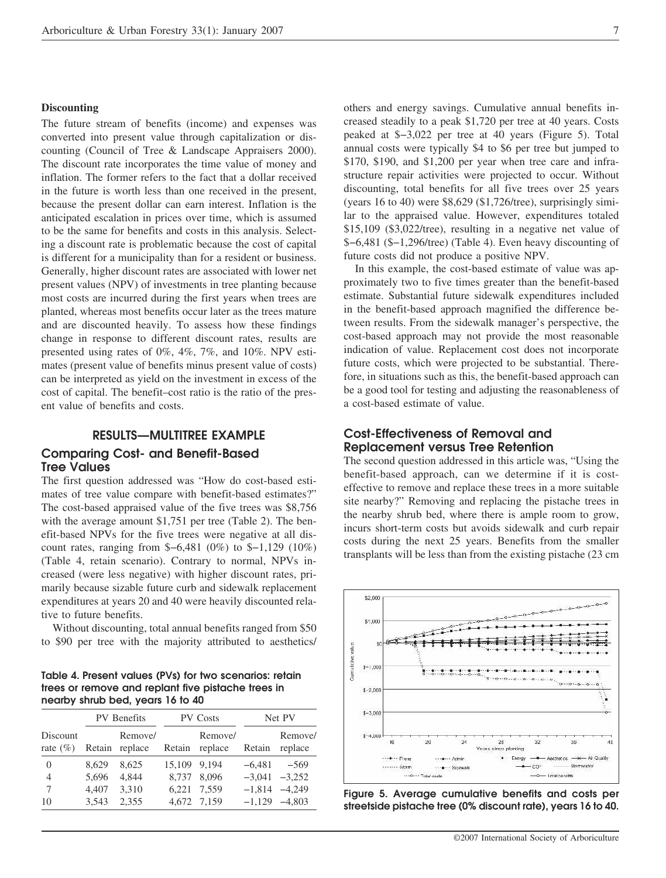### Discounting

The future stream of benefits (income) and expenses was converted into present value through capitalization or discounting (Council of Tree & Landscape Appraisers 2000). The discount rate incorporates the time value of money and inflation. The former refers to the fact that a dollar received in the future is worth less than one received in the present, because the present dollar can earn interest. Inflation is the anticipated escalation in prices over time, which is assumed to be the same for benefits and costs in this analysis. Selecting a discount rate is problematic because the cost of capital is different for a municipality than for a resident or business. Generally, higher discount rates are associated with lower net present values (NPV) of investments in tree planting because most costs are incurred during the first years when trees are planted, whereas most benefits occur later as the trees mature and are discounted heavily. To assess how these findings change in response to different discount rates, results are presented using rates of 0%, 4%, 7%, and 10%. NPV estimates (present value of benefits minus present value of costs) can be interpreted as yield on the investment in excess of the cost of capital. The benefit–cost ratio is the ratio of the present value of benefits and costs.

## RESULTS—MULTITREE EXAMPLE

### Comparing Cost- and Benefit-Based Tree Values

The first question addressed was "How do cost-based estimates of tree value compare with benefit-based estimates?" The cost-based appraised value of the five trees was $8,756 with the average amount $1,751 per tree (Table 2). The benefit-based NPVs for the five trees were negative at all discount rates, ranging from $−6,481 (0%) to $−1,129 (10%) (Table 4, retain scenario). Contrary to normal, NPVs increased (were less negative) with higher discount rates, primarily because sizable future curb and sidewalk replacement expenditures at years 20 and 40 were heavily discounted relative to future benefits.

Without discounting, total annual benefits ranged from $50 to $90 per tree with the majority attributed to aesthetics/others and energy savings. Cumulative annual benefits increased steadily to a peak $1,720 per tree at 40 years. Costs peaked at $−3,022 per tree at 40 years (Figure 5). Total annual costs were typically $4 to $6 per tree but jumped to $170, $190, and $1,200 per year when tree care and infrastructure repair activities were projected to occur. Without discounting, total benefits for all five trees over 25 years (years 16 to 40) were $8,629 ($1,726/tree), surprisingly similar to the appraised value. However, expenditures totaled $15,109 ($3,022/tree), resulting in a negative net value of $−6,481 ($−1,296/tree) (Table 4). Even heavy discounting of future costs did not produce a positive NPV.

In this example, the cost-based estimate of value was approximately two to five times greater than the benefit-based estimate. Substantial future sidewalk expenditures included in the benefit-based approach magnified the difference between results. From the sidewalk manager's perspective, the cost-based approach may not provide the most reasonable indication of value. Replacement cost does not incorporate future costs, which were projected to be substantial. Therefore, in situations such as this, the benefit-based approach can be a good tool for testing and adjusting the reasonableness of a cost-based estimate of value.

**Table 4. Present values (PVs) for two scenarios: retain trees or remove and replant five pistache trees in nearby shrub bed, years 16 to 40**

| | PV Benefits | | PV Costs | | Net PV | |
|---|---|---|---|---|---|---|
| Discount rate (%) | Retain | Remove/ replace | Retain | Remove/ replace | Retain | Remove/ replace |
| 0 | 8,629 | 8,625 | 15,109 | 9,194 | −6,481 | −569 |
| 4 | 5,696 | 4,844 | 8,737 | 8,096 | −3,041 | −3,252 |
| 7 | 4,407 | 3,310 | 6,221 | 7,559 | −1,814 | −4,249 |
| 10 | 3,543 | 2,355 | 4,672 | 7,159 | −1,129 | −4,803 |

### Cost-Effectiveness of Removal and Replacement versus Tree Retention

The second question addressed in this article was, "Using the benefit-based approach, can we determine if it is cost-effective to remove and replace these trees in a more suitable site nearby?" Removing and replacing the pistache trees in the nearby shrub bed, where there is ample room to grow, incurs short-term costs but avoids sidewalk and curb repair costs during the next 25 years. Benefits from the smaller transplants will be less than from the existing pistache (23 cm

**Figure 5. Average cumulative benefits and costs per streetside pistache tree (0% discount rate), years 16 to 40.**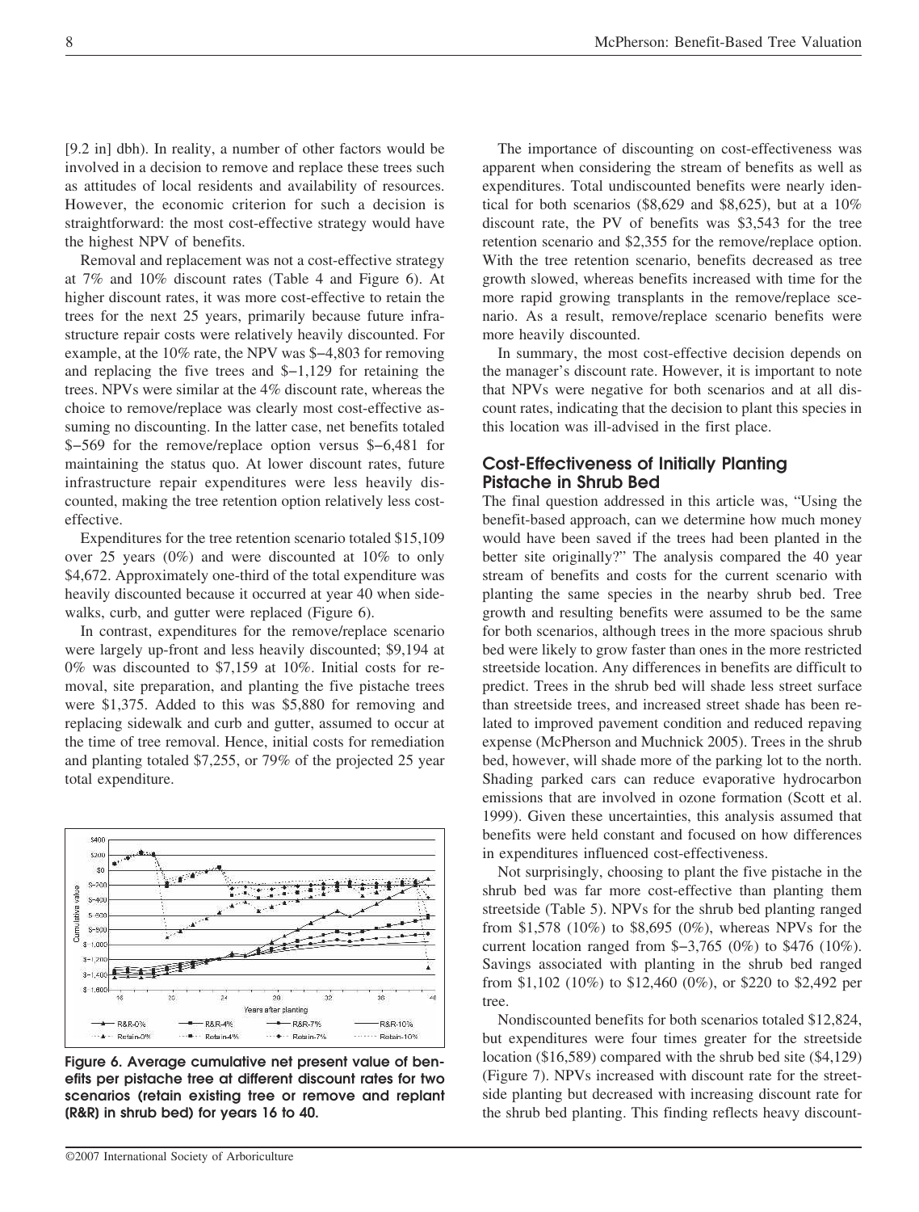[9.2 in] dbh). In reality, a number of other factors would be involved in a decision to remove and replace these trees such as attitudes of local residents and availability of resources. However, the economic criterion for such a decision is straightforward: the most cost-effective strategy would have the highest NPV of benefits.

Removal and replacement was not a cost-effective strategy at 7% and 10% discount rates (Table 4 and Figure 6). At higher discount rates, it was more cost-effective to retain the trees for the next 25 years, primarily because future infrastructure repair costs were relatively heavily discounted. For example, at the 10% rate, the NPV was $−4,803 for removing and replacing the five trees and $−1,129 for retaining the trees. NPVs were similar at the 4% discount rate, whereas the choice to remove/replace was clearly most cost-effective assuming no discounting. In the latter case, net benefits totaled $−569 for the remove/replace option versus $−6,481 for maintaining the status quo. At lower discount rates, future infrastructure repair expenditures were less heavily discounted, making the tree retention option relatively less cost-effective.

Expenditures for the tree retention scenario totaled $15,109 over 25 years (0%) and were discounted at 10% to only $4,672. Approximately one-third of the total expenditure was heavily discounted because it occurred at year 40 when sidewalks, curb, and gutter were replaced (Figure 6).

In contrast, expenditures for the remove/replace scenario were largely up-front and less heavily discounted; $9,194 at 0% was discounted to $7,159 at 10%. Initial costs for removal, site preparation, and planting the five pistache trees were $1,375. Added to this was $5,880 for removing and replacing sidewalk and curb and gutter, assumed to occur at the time of tree removal. Hence, initial costs for remediation and planting totaled $7,255, or 79% of the projected 25 year total expenditure.

**Figure 6. Average cumulative net present value of benefits per pistache tree at different discount rates for two scenarios (retain existing tree or remove and replant (R&R) in shrub bed) for years 16 to 40.**

The importance of discounting on cost-effectiveness was apparent when considering the stream of benefits as well as expenditures. Total undiscounted benefits were nearly identical for both scenarios ($8,629 and $8,625), but at a 10% discount rate, the PV of benefits was $3,543 for the tree retention scenario and $2,355 for the remove/replace option. With the tree retention scenario, benefits decreased as tree growth slowed, whereas benefits increased with time for the more rapid growing transplants in the remove/replace scenario. As a result, remove/replace scenario benefits were more heavily discounted.

In summary, the most cost-effective decision depends on the manager's discount rate. However, it is important to note that NPVs were negative for both scenarios and at all discount rates, indicating that the decision to plant this species in this location was ill-advised in the first place.

## Cost-Effectiveness of Initially Planting Pistache in Shrub Bed

The final question addressed in this article was, "Using the benefit-based approach, can we determine how much money would have been saved if the trees had been planted in the better site originally?" The analysis compared the 40 year stream of benefits and costs for the current scenario with planting the same species in the nearby shrub bed. Tree growth and resulting benefits were assumed to be the same for both scenarios, although trees in the more spacious shrub bed were likely to grow faster than ones in the more restricted streetside location. Any differences in benefits are difficult to predict. Trees in the shrub bed will shade less street surface than streetside trees, and increased street shade has been related to improved pavement condition and reduced repaving expense (McPherson and Muchnick 2005). Trees in the shrub bed, however, will shade more of the parking lot to the north. Shading parked cars can reduce evaporative hydrocarbon emissions that are involved in ozone formation (Scott et al. 1999). Given these uncertainties, this analysis assumed that benefits were held constant and focused on how differences in expenditures influenced cost-effectiveness.

Not surprisingly, choosing to plant the five pistache in the shrub bed was far more cost-effective than planting them streetside (Table 5). NPVs for the shrub bed planting ranged from $1,578 (10%) to $8,695 (0%), whereas NPVs for the current location ranged from $−3,765 (0%) to $476 (10%). Savings associated with planting in the shrub bed ranged from $1,102 (10%) to $12,460 (0%), or $220 to $2,492 per tree.

Nondiscounted benefits for both scenarios totaled $12,824, but expenditures were four times greater for the streetside location ($16,589) compared with the shrub bed site ($4,129) (Figure 7). NPVs increased with discount rate for the streetside planting but decreased with increasing discount rate for the shrub bed planting. This finding reflects heavy discount-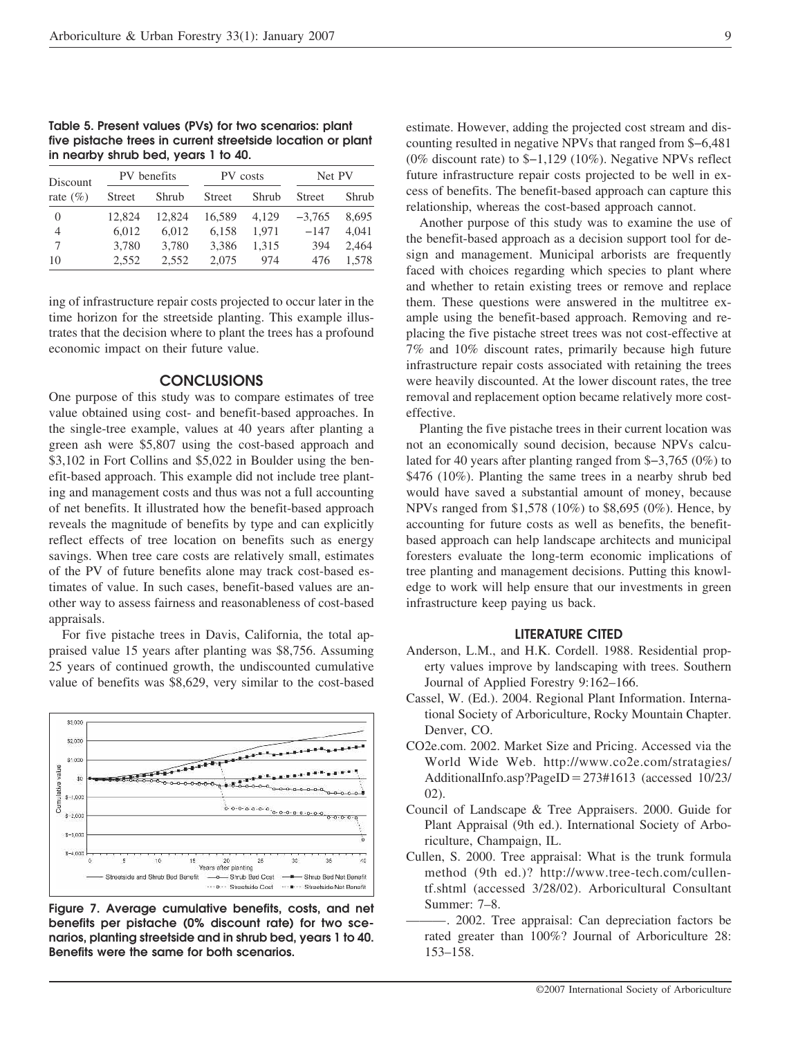Table 5. Present values (PVs) for two scenarios: plant five pistache trees in current streetside location or plant in nearby shrub bed, years 1 to 40.

| Discount rate (%) | PV benefits | | PV costs | | Net PV | |
|---|---|---|---|---|---|---|
| | Street | Shrub | Street | Shrub | Street | Shrub |
| 0 | 12,824 | 12,824 | 16,589 | 4,129 | −3,765 | 8,695 |
| 4 | 6,012 | 6,012 | 6,158 | 1,971 | −147 | 4,041 |
| 7 | 3,780 | 3,780 | 3,386 | 1,315 | 394 | 2,464 |
| 10 | 2,552 | 2,552 | 2,075 | 974 | 476 | 1,578 |

ing of infrastructure repair costs projected to occur later in the time horizon for the streetside planting. This example illustrates that the decision where to plant the trees has a profound economic impact on their future value.

## CONCLUSIONS

One purpose of this study was to compare estimates of tree value obtained using cost- and benefit-based approaches. In the single-tree example, values at 40 years after planting a green ash were $5,807 using the cost-based approach and $3,102 in Fort Collins and $5,022 in Boulder using the benefit-based approach. This example did not include tree planting and management costs and thus was not a full accounting of net benefits. It illustrated how the benefit-based approach reveals the magnitude of benefits by type and can explicitly reflect effects of tree location on benefits such as energy savings. When tree care costs are relatively small, estimates of the PV of future benefits alone may track cost-based estimates of value. In such cases, benefit-based values are another way to assess fairness and reasonableness of cost-based appraisals.

For five pistache trees in Davis, California, the total appraised value 15 years after planting was $8,756. Assuming 25 years of continued growth, the undiscounted cumulative value of benefits was $8,629, very similar to the cost-based estimate. However, adding the projected cost stream and discounting resulted in negative NPVs that ranged from $−6,481 (0% discount rate) to $−1,129 (10%). Negative NPVs reflect future infrastructure repair costs projected to be well in excess of benefits. The benefit-based approach can capture this relationship, whereas the cost-based approach cannot.

Figure 7. Average cumulative benefits, costs, and net benefits per pistache (0% discount rate) for two scenarios, planting streetside and in shrub bed, years 1 to 40. Benefits were the same for both scenarios.

Another purpose of this study was to examine the use of the benefit-based approach as a decision support tool for design and management. Municipal arborists are frequently faced with choices regarding which species to plant where and whether to retain existing trees or remove and replace them. These questions were answered in the multitree example using the benefit-based approach. Removing and replacing the five pistache street trees was not cost-effective at 7% and 10% discount rates, primarily because high future infrastructure repair costs associated with retaining the trees were heavily discounted. At the lower discount rates, the tree removal and replacement option became relatively more cost-effective.

Planting the five pistache trees in their current location was not an economically sound decision, because NPVs calculated for 40 years after planting ranged from $−3,765 (0%) to $476 (10%). Planting the same trees in a nearby shrub bed would have saved a substantial amount of money, because NPVs ranged from $1,578 (10%) to $8,695 (0%). Hence, by accounting for future costs as well as benefits, the benefit-based approach can help landscape architects and municipal foresters evaluate the long-term economic implications of tree planting and management decisions. Putting this knowledge to work will help ensure that our investments in green infrastructure keep paying us back.

### LITERATURE CITED

Anderson, L.M., and H.K. Cordell. 1988. Residential property values improve by landscaping with trees. Southern Journal of Applied Forestry 9:162–166.

Cassel, W. (Ed.). 2004. Regional Plant Information. International Society of Arboriculture, Rocky Mountain Chapter. Denver, CO.

CO2e.com. 2002. Market Size and Pricing. Accessed via the World Wide Web. http://www.co2e.com/stratagies/AdditionalInfo.asp?PageID=273#1613 (accessed 10/23/02).

Council of Landscape & Tree Appraisers. 2000. Guide for Plant Appraisal (9th ed.). International Society of Arboriculture, Champaign, IL.

Cullen, S. 2000. Tree appraisal: What is the trunk formula method (9th ed.)? http://www.tree-tech.com/cullen-tf.shtml (accessed 3/28/02). Arboricultural Consultant Summer: 7–8.

———. 2002. Tree appraisal: Can depreciation factors be rated greater than 100%? Journal of Arboriculture 28: 153–158.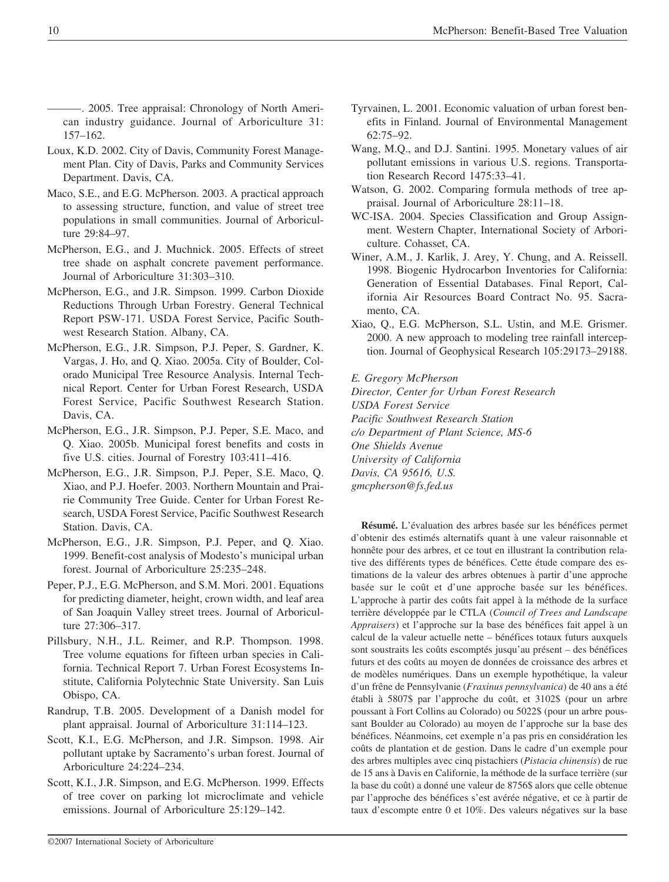———. 2005. Tree appraisal: Chronology of North American industry guidance. Journal of Arboriculture 31: 157–162.

Loux, K.D. 2002. City of Davis, Community Forest Management Plan. City of Davis, Parks and Community Services Department. Davis, CA.

Maco, S.E., and E.G. McPherson. 2003. A practical approach to assessing structure, function, and value of street tree populations in small communities. Journal of Arboriculture 29:84–97.

McPherson, E.G., and J. Muchnick. 2005. Effects of street tree shade on asphalt concrete pavement performance. Journal of Arboriculture 31:303–310.

McPherson, E.G., and J.R. Simpson. 1999. Carbon Dioxide Reductions Through Urban Forestry. General Technical Report PSW-171. USDA Forest Service, Pacific Southwest Research Station. Albany, CA.

McPherson, E.G., J.R. Simpson, P.J. Peper, S. Gardner, K. Vargas, J. Ho, and Q. Xiao. 2005a. City of Boulder, Colorado Municipal Tree Resource Analysis. Internal Technical Report. Center for Urban Forest Research, USDA Forest Service, Pacific Southwest Research Station. Davis, CA.

McPherson, E.G., J.R. Simpson, P.J. Peper, S.E. Maco, and Q. Xiao. 2005b. Municipal forest benefits and costs in five U.S. cities. Journal of Forestry 103:411–416.

McPherson, E.G., J.R. Simpson, P.J. Peper, S.E. Maco, Q. Xiao, and P.J. Hoefer. 2003. Northern Mountain and Prairie Community Tree Guide. Center for Urban Forest Research, USDA Forest Service, Pacific Southwest Research Station. Davis, CA.

McPherson, E.G., J.R. Simpson, P.J. Peper, and Q. Xiao. 1999. Benefit-cost analysis of Modesto's municipal urban forest. Journal of Arboriculture 25:235–248.

Peper, P.J., E.G. McPherson, and S.M. Mori. 2001. Equations for predicting diameter, height, crown width, and leaf area of San Joaquin Valley street trees. Journal of Arboriculture 27:306–317.

Pillsbury, N.H., J.L. Reimer, and R.P. Thompson. 1998. Tree volume equations for fifteen urban species in California. Technical Report 7. Urban Forest Ecosystems Institute, California Polytechnic State University. San Luis Obispo, CA.

Randrup, T.B. 2005. Development of a Danish model for plant appraisal. Journal of Arboriculture 31:114–123.

Scott, K.I., E.G. McPherson, and J.R. Simpson. 1998. Air pollutant uptake by Sacramento's urban forest. Journal of Arboriculture 24:224–234.

Scott, K.I., J.R. Simpson, and E.G. McPherson. 1999. Effects of tree cover on parking lot microclimate and vehicle emissions. Journal of Arboriculture 25:129–142.

Tyrvainen, L. 2001. Economic valuation of urban forest benefits in Finland. Journal of Environmental Management 62:75–92.

Wang, M.Q., and D.J. Santini. 1995. Monetary values of air pollutant emissions in various U.S. regions. Transportation Research Record 1475:33–41.

Watson, G. 2002. Comparing formula methods of tree appraisal. Journal of Arboriculture 28:11–18.

WC-ISA. 2004. Species Classification and Group Assignment. Western Chapter, International Society of Arboriculture. Cohasset, CA.

Winer, A.M., J. Karlik, J. Arey, Y. Chung, and A. Reissell. 1998. Biogenic Hydrocarbon Inventories for California: Generation of Essential Databases. Final Report, California Air Resources Board Contract No. 95. Sacramento, CA.

Xiao, Q., E.G. McPherson, S.L. Ustin, and M.E. Grismer. 2000. A new approach to modeling tree rainfall interception. Journal of Geophysical Research 105:29173–29188.

*E. Gregory McPherson*
*Director, Center for Urban Forest Research*
*USDA Forest Service*
*Pacific Southwest Research Station*
*c/o Department of Plant Science, MS-6*
*One Shields Avenue*
*University of California*
*Davis, CA 95616, U.S.*
*gmcpherson@fs.fed.us*

**Résumé.** L'évaluation des arbres basée sur les bénéfices permet d'obtenir des estimés alternatifs quant à une valeur raisonnable et honnête pour des arbres, et ce tout en illustrant la contribution relative des différents types de bénéfices. Cette étude compare des estimations de la valeur des arbres obtenues à partir d'une approche basée sur le coût et d'une approche basée sur les bénéfices. L'approche à partir des coûts fait appel à la méthode de la surface terrière développée par le CTLA (*Council of Trees and Landscape Appraisers*) et l'approche sur la base des bénéfices fait appel à un calcul de la valeur actuelle nette – bénéfices totaux futurs auxquels sont soustraits les coûts escomptés jusqu'au présent – des bénéfices futurs et des coûts au moyen de données de croissance des arbres et de modèles numériques. Dans un exemple hypothétique, la valeur d'un frêne de Pennsylvanie (*Fraxinus pennsylvanica*) de 40 ans a été établi à 5807$ par l'approche du coût, et 3102$ (pour un arbre poussant à Fort Collins au Colorado) ou 5022$ (pour un arbre poussant Boulder au Colorado) au moyen de l'approche sur la base des bénéfices. Néanmoins, cet exemple n'a pas pris en considération les coûts de plantation et de gestion. Dans le cadre d'un exemple pour des arbres multiples avec cinq pistachiers (*Pistacia chinensis*) de rue de 15 ans à Davis en Californie, la méthode de la surface terrière (sur la base du coût) a donné une valeur de 8756$ alors que celle obtenue par l'approche des bénéfices s'est avérée négative, et ce à partir de taux d'escompte entre 0 et 10%. Des valeurs négatives sur la base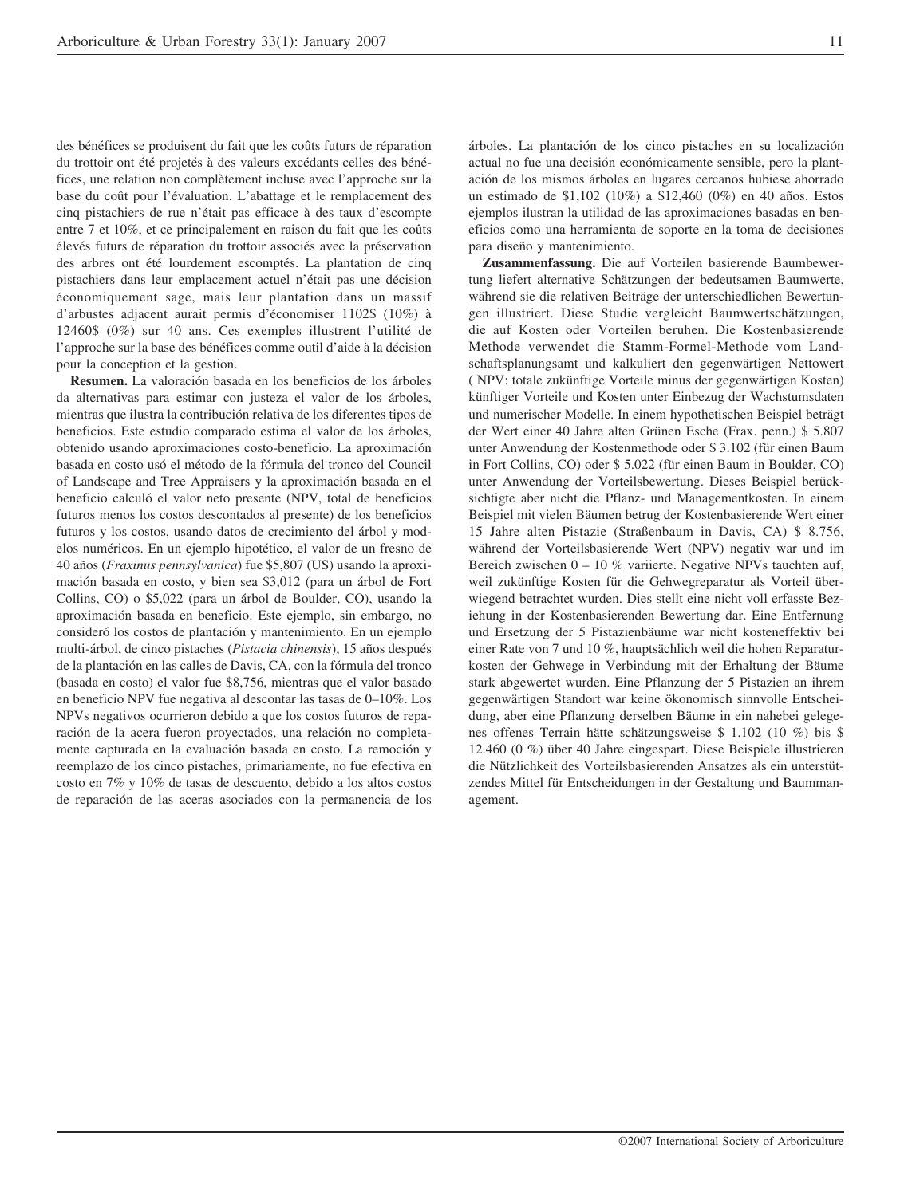des bénéfices se produisent du fait que les coûts futurs de réparation du trottoir ont été projetés à des valeurs excédants celles des bénéfices, une relation non complètement incluse avec l'approche sur la base du coût pour l'évaluation. L'abattage et le remplacement des cinq pistachiers de rue n'était pas efficace à des taux d'escompte entre 7 et 10%, et ce principalement en raison du fait que les coûts élevés futurs de réparation du trottoir associés avec la préservation des arbres ont été lourdement escomptés. La plantation de cinq pistachiers dans leur emplacement actuel n'était pas une décision économiquement sage, mais leur plantation dans un massif d'arbustes adjacent aurait permis d'économiser 1102$ (10%) à 12460$ (0%) sur 40 ans. Ces exemples illustrent l'utilité de l'approche sur la base des bénéfices comme outil d'aide à la décision pour la conception et la gestion.

**Resumen.** La valoración basada en los beneficios de los árboles da alternativas para estimar con justeza el valor de los árboles, mientras que ilustra la contribución relativa de los diferentes tipos de beneficios. Este estudio comparado estima el valor de los árboles, obtenido usando aproximaciones costo-beneficio. La aproximación basada en costo usó el método de la fórmula del tronco del Council of Landscape and Tree Appraisers y la aproximación basada en el beneficio calculó el valor neto presente (NPV, total de beneficios futuros menos los costos descontados al presente) de los beneficios futuros y los costos, usando datos de crecimiento del árbol y modelos numéricos. En un ejemplo hipotético, el valor de un fresno de 40 años (*Fraxinus pennsylvanica*) fue $5,807 (US) usando la aproximación basada en costo, y bien sea $3,012 (para un árbol de Fort Collins, CO) o $5,022 (para un árbol de Boulder, CO), usando la aproximación basada en beneficio. Este ejemplo, sin embargo, no consideró los costos de plantación y mantenimiento. En un ejemplo multi-árbol, de cinco pistaches (*Pistacia chinensis*), 15 años después de la plantación en las calles de Davis, CA, con la fórmula del tronco (basada en costo) el valor fue $8,756, mientras que el valor basado en beneficio NPV fue negativa al descontar las tasas de 0–10%. Los NPVs negativos ocurrieron debido a que los costos futuros de reparación de la acera fueron proyectados, una relación no completamente capturada en la evaluación basada en costo. La remoción y reemplazo de los cinco pistaches, primariamente, no fue efectiva en costo en 7% y 10% de tasas de descuento, debido a los altos costos de reparación de las aceras asociados con la permanencia de los árboles. La plantación de los cinco pistaches en su localización actual no fue una decisión económicamente sensible, pero la plantación de los mismos árboles en lugares cercanos hubiese ahorrado un estimado de $1,102 (10%) a $12,460 (0%) en 40 años. Estos ejemplos ilustran la utilidad de las aproximaciones basadas en beneficios como una herramienta de soporte en la toma de decisiones para diseño y mantenimiento.

**Zusammenfassung.** Die auf Vorteilen basierende Baumbewertung liefert alternative Schätzungen der bedeutsamen Baumwerte, während sie die relativen Beiträge der unterschiedlichen Bewertungen illustriert. Diese Studie vergleicht Baumwertschätzungen, die auf Kosten oder Vorteilen beruhen. Die Kostenbasierende Methode verwendet die Stamm-Formel-Methode vom Landschaftsplanungsamt und kalkuliert den gegenwärtigen Nettowert ( NPV: totale zukünftige Vorteile minus der gegenwärtigen Kosten) künftiger Vorteile und Kosten unter Einbezug der Wachstumsdaten und numerischer Modelle. In einem hypothetischen Beispiel beträgt der Wert einer 40 Jahre alten Grünen Esche (Frax. penn.) $ 5.807 unter Anwendung der Kostenmethode oder $ 3.102 (für einen Baum in Fort Collins, CO) oder $ 5.022 (für einen Baum in Boulder, CO) unter Anwendung der Vorteilsbewertung. Dieses Beispiel berücksichtigte aber nicht die Pflanz- und Managementkosten. In einem Beispiel mit vielen Bäumen betrug der Kostenbasierende Wert einer 15 Jahre alten Pistazie (Straßenbaum in Davis, CA) $ 8.756, während der Vorteilsbasierende Wert (NPV) negativ war und im Bereich zwischen 0 – 10 % variierte. Negative NPVs tauchten auf, weil zukünftige Kosten für die Gehwegreparatur als Vorteil überwiegend betrachtet wurden. Dies stellt eine nicht voll erfasste Beziehung in der Kostenbasierenden Bewertung dar. Eine Entfernung und Ersetzung der 5 Pistazienbäume war nicht kosteneffektiv bei einer Rate von 7 und 10 %, hauptsächlich weil die hohen Reparaturkosten der Gehwege in Verbindung mit der Erhaltung der Bäume stark abgewertet wurden. Eine Pflanzung der 5 Pistazien an ihrem gegenwärtigen Standort war keine ökonomisch sinnvolle Entscheidung, aber eine Pflanzung derselben Bäume in ein nahebei gelegenes offenes Terrain hätte schätzungsweise $ 1.102 (10 %) bis $ 12.460 (0 %) über 40 Jahre eingespart. Diese Beispiele illustrieren die Nützlichkeit des Vorteilsbasierenden Ansatzes als ein unterstützendes Mittel für Entscheidungen in der Gestaltung und Baummanagement.